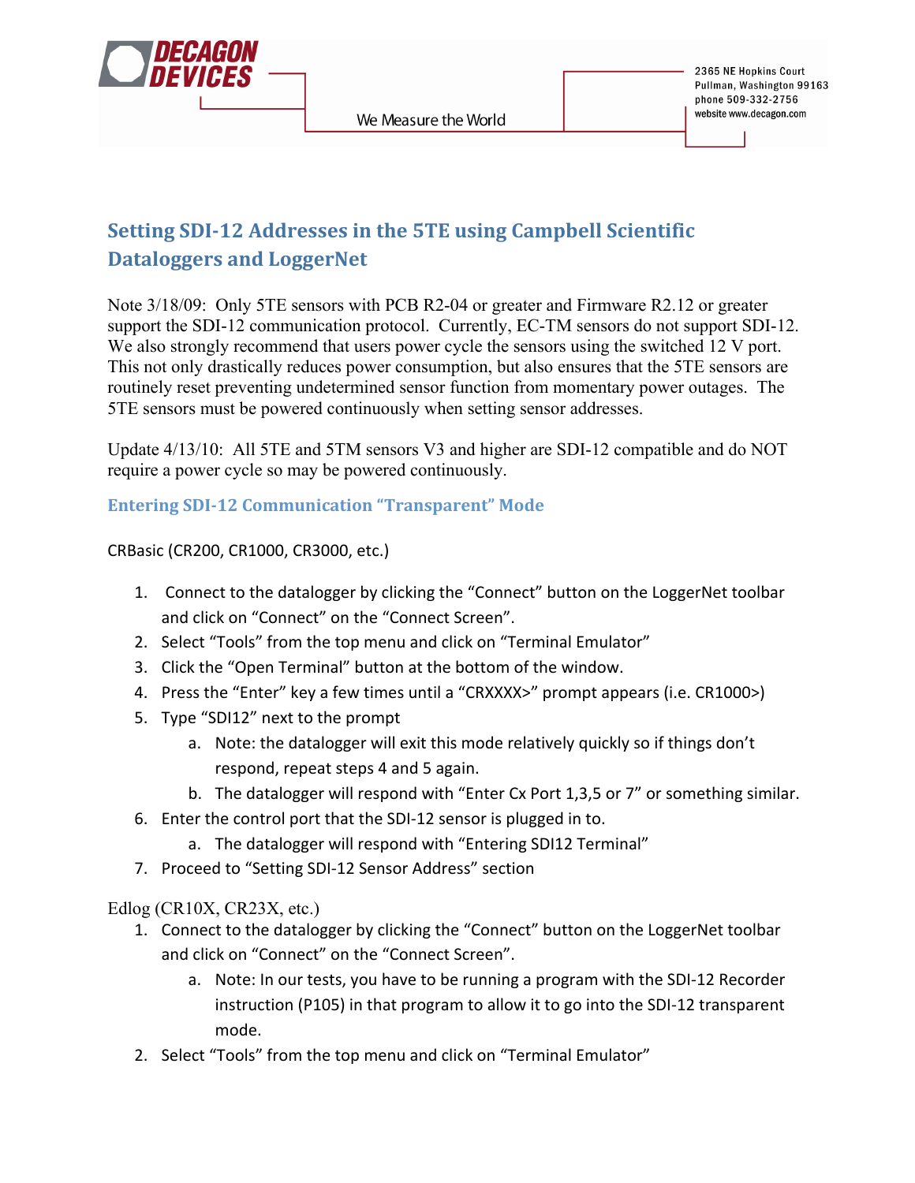DECAGON DEVICES

We Measure the World

2365 NE Hopkins Court
Pullman, Washington 99163
phone 509-332-2756
website www.decagon.com

# Setting SDI-12 Addresses in the 5TE using Campbell Scientific Dataloggers and LoggerNet

Note 3/18/09: Only 5TE sensors with PCB R2-04 or greater and Firmware R2.12 or greater support the SDI-12 communication protocol. Currently, EC-TM sensors do not support SDI-12. We also strongly recommend that users power cycle the sensors using the switched 12 V port. This not only drastically reduces power consumption, but also ensures that the 5TE sensors are routinely reset preventing undetermined sensor function from momentary power outages. The 5TE sensors must be powered continuously when setting sensor addresses.

Update 4/13/10: All 5TE and 5TM sensors V3 and higher are SDI-12 compatible and do NOT require a power cycle so may be powered continuously.

## Entering SDI-12 Communication "Transparent" Mode

CRBasic (CR200, CR1000, CR3000, etc.)

1. Connect to the datalogger by clicking the "Connect" button on the LoggerNet toolbar and click on "Connect" on the "Connect Screen".
2. Select "Tools" from the top menu and click on "Terminal Emulator"
3. Click the "Open Terminal" button at the bottom of the window.
4. Press the "Enter" key a few times until a "CRXXXX>" prompt appears (i.e. CR1000>)
5. Type "SDI12" next to the prompt
   a. Note: the datalogger will exit this mode relatively quickly so if things don't respond, repeat steps 4 and 5 again.
   b. The datalogger will respond with "Enter Cx Port 1,3,5 or 7" or something similar.
6. Enter the control port that the SDI-12 sensor is plugged in to.
   a. The datalogger will respond with "Entering SDI12 Terminal"
7. Proceed to "Setting SDI-12 Sensor Address" section

Edlog (CR10X, CR23X, etc.)

1. Connect to the datalogger by clicking the "Connect" button on the LoggerNet toolbar and click on "Connect" on the "Connect Screen".
   a. Note: In our tests, you have to be running a program with the SDI-12 Recorder instruction (P105) in that program to allow it to go into the SDI-12 transparent mode.
2. Select "Tools" from the top menu and click on "Terminal Emulator"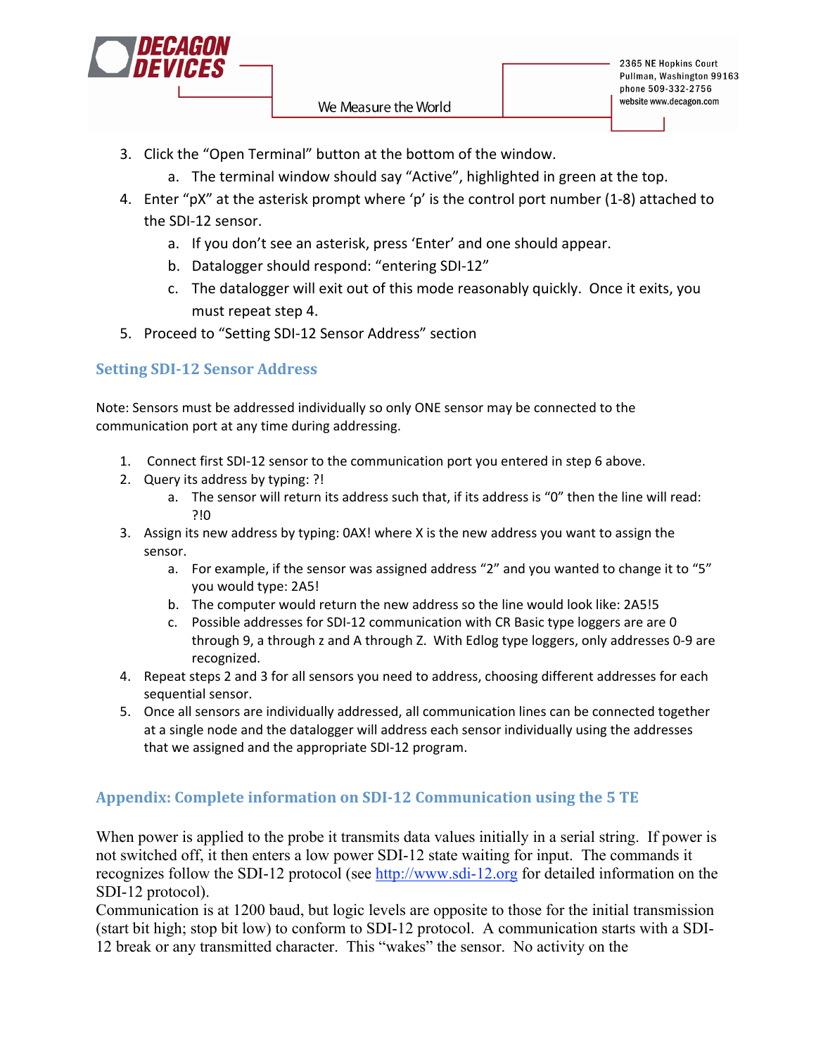3. Click the "Open Terminal" button at the bottom of the window.
    a. The terminal window should say "Active", highlighted in green at the top.
4. Enter "pX" at the asterisk prompt where 'p' is the control port number (1-8) attached to the SDI-12 sensor.
    a. If you don't see an asterisk, press 'Enter' and one should appear.
    b. Datalogger should respond: "entering SDI-12"
    c. The datalogger will exit out of this mode reasonably quickly. Once it exits, you must repeat step 4.
5. Proceed to "Setting SDI-12 Sensor Address" section

## Setting SDI-12 Sensor Address

Note: Sensors must be addressed individually so only ONE sensor may be connected to the communication port at any time during addressing.

1. Connect first SDI-12 sensor to the communication port you entered in step 6 above.
2. Query its address by typing: ?!
    a. The sensor will return its address such that, if its address is "0" then the line will read: ?!0
3. Assign its new address by typing: 0AX! where X is the new address you want to assign the sensor.
    a. For example, if the sensor was assigned address "2" and you wanted to change it to "5" you would type: 2A5!
    b. The computer would return the new address so the line would look like: 2A5!5
    c. Possible addresses for SDI-12 communication with CR Basic type loggers are are 0 through 9, a through z and A through Z. With Edlog type loggers, only addresses 0-9 are recognized.
4. Repeat steps 2 and 3 for all sensors you need to address, choosing different addresses for each sequential sensor.
5. Once all sensors are individually addressed, all communication lines can be connected together at a single node and the datalogger will address each sensor individually using the addresses that we assigned and the appropriate SDI-12 program.

## Appendix: Complete information on SDI-12 Communication using the 5 TE

When power is applied to the probe it transmits data values initially in a serial string. If power is not switched off, it then enters a low power SDI-12 state waiting for input. The commands it recognizes follow the SDI-12 protocol (see http://www.sdi-12.org for detailed information on the SDI-12 protocol).
Communication is at 1200 baud, but logic levels are opposite to those for the initial transmission (start bit high; stop bit low) to conform to SDI-12 protocol. A communication starts with a SDI-12 break or any transmitted character. This "wakes" the sensor. No activity on the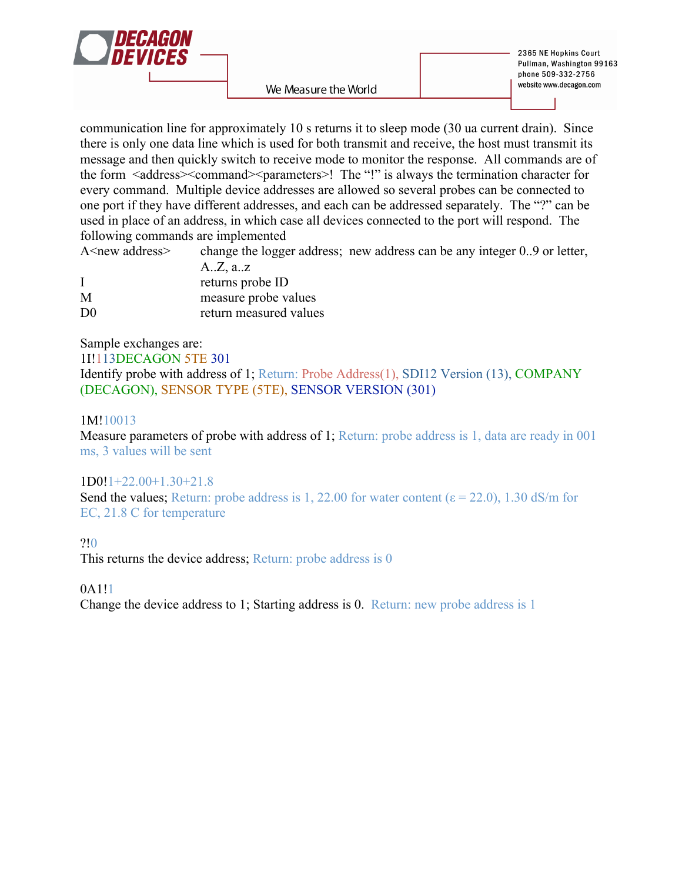communication line for approximately 10 s returns it to sleep mode (30 ua current drain). Since there is only one data line which is used for both transmit and receive, the host must transmit its message and then quickly switch to receive mode to monitor the response. All commands are of the form <address><command><parameters>! The "!" is always the termination character for every command. Multiple device addresses are allowed so several probes can be connected to one port if they have different addresses, and each can be addressed separately. The "?" can be used in place of an address, in which case all devices connected to the port will respond. The following commands are implemented

| | |
|---|---|
| A<new address> | change the logger address; new address can be any integer 0..9 or letter, A..Z, a..z |
| I | returns probe ID |
| M | measure probe values |
| D0 | return measured values |

Sample exchanges are:

1I!113DECAGON 5TE 301
Identify probe with address of 1; Return: Probe Address(1), SDI12 Version (13), COMPANY (DECAGON), SENSOR TYPE (5TE), SENSOR VERSION (301)

1M!10013
Measure parameters of probe with address of 1; Return: probe address is 1, data are ready in 001 ms, 3 values will be sent

1D0!1+22.00+1.30+21.8
Send the values; Return: probe address is 1, 22.00 for water content ($\varepsilon = 22.0$), 1.30 dS/m for EC, 21.8 C for temperature

?!0
This returns the device address; Return: probe address is 0

0A1!1
Change the device address to 1; Starting address is 0. Return: new probe address is 1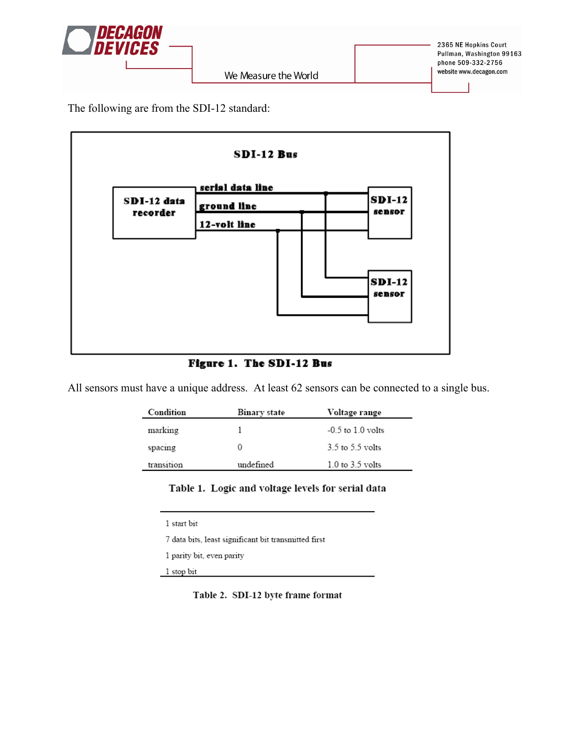The following are from the SDI-12 standard:

**Figure 1. The SDI-12 Bus**

All sensors must have a unique address. At least 62 sensors can be connected to a single bus.

| Condition | Binary state | Voltage range |
|---|---|---|
| marking | 1 | -0.5 to 1.0 volts |
| spacing | 0 | 3.5 to 5.5 volts |
| transition | undefined | 1.0 to 3.5 volts |

**Table 1. Logic and voltage levels for serial data**

| SDI-12 byte frame format |
|---|
| 1 start bit |
| 7 data bits, least significant bit transmitted first |
| 1 parity bit, even parity |
| 1 stop bit |

**Table 2. SDI-12 byte frame format**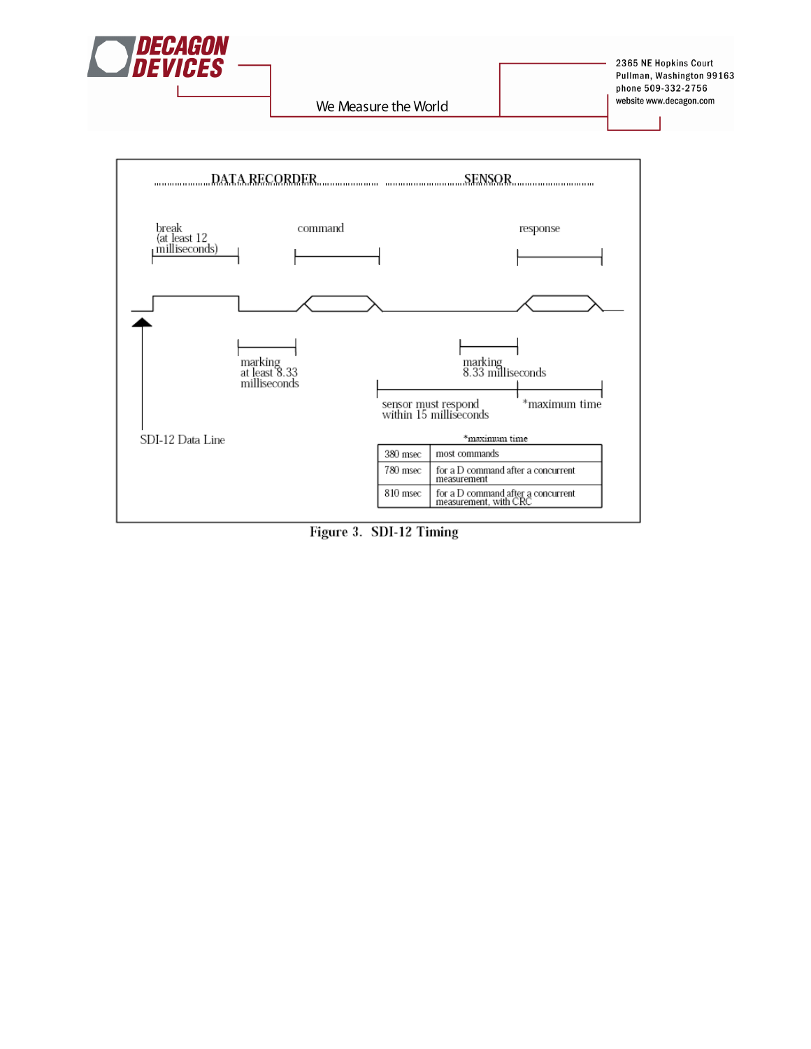DATA RECORDER

SENSOR

break
(at least 12
milliseconds)

command

response

marking
at least 8.33
milliseconds

marking
8.33 milliseconds

sensor must respond
within 15 milliseconds

*maximum time

SDI-12 Data Line

*maximum time

| | |
|---|---|
| 380 msec | most commands |
| 780 msec | for a D command after a concurrent measurement |
| 810 msec | for a D command after a concurrent measurement, with CRC |

**Figure 3. SDI-12 Timing**